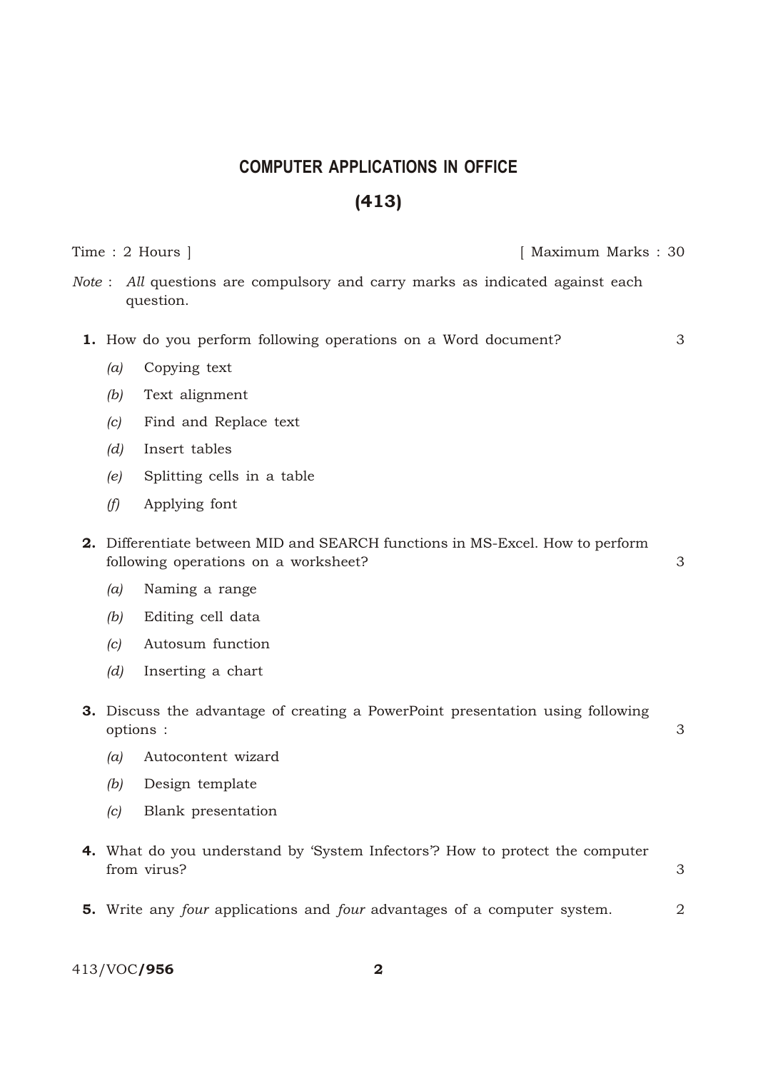# COMPUTER APPLICATIONS IN OFFICE

## (413)

Time : 2 Hours ] [ Maximum Marks : 30

*Note* : *All* questions are compulsory and carry marks as indicated against each question.

**1.** How do you perform following operations on a Word document? 3

- *(a)* Copying text
- *(b)* Text alignment
- *(c)* Find and Replace text
- *(d)* Insert tables
- *(e)* Splitting cells in a table
- *(f)* Applying font

**2.** Differentiate between MID and SEARCH functions in MS-Excel. How to perform following operations on a worksheet? 3

- *(a)* Naming a range
- *(b)* Editing cell data
- *(c)* Autosum function
- *(d)* Inserting a chart

**3.** Discuss the advantage of creating a PowerPoint presentation using following options : 3

- *(a)* Autocontent wizard
- *(b)* Design template
- *(c)* Blank presentation

**4.** What do you understand by 'System Infectors'? How to protect the computer from virus? 3

**5.** Write any *four* applications and *four* advantages of a computer system. 2

413/VOC/**956**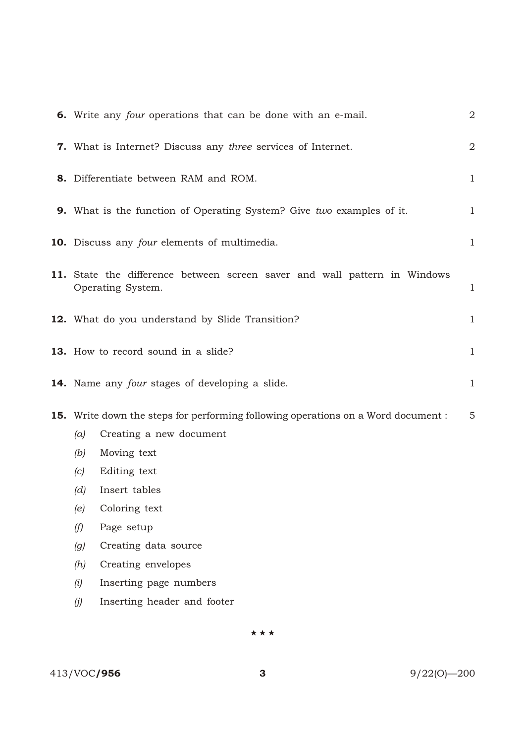**6.** Write any *four* operations that can be done with an e-mail. 2

**7.** What is Internet? Discuss any *three* services of Internet. 2

**8.** Differentiate between RAM and ROM. 1

**9.** What is the function of Operating System? Give *two* examples of it. 1

**10.** Discuss any *four* elements of multimedia. 1

**11.** State the difference between screen saver and wall pattern in Windows Operating System. 1

**12.** What do you understand by Slide Transition? 1

**13.** How to record sound in a slide? 1

**14.** Name any *four* stages of developing a slide. 1

**15.** Write down the steps for performing following operations on a Word document : 5

- *(a)* Creating a new document
- *(b)* Moving text
- *(c)* Editing text
- *(d)* Insert tables
- *(e)* Coloring text
- *(f)* Page setup
- *(g)* Creating data source
- *(h)* Creating envelopes
- *(i)* Inserting page numbers
- *(j)* Inserting header and footer

★ ★ ★

413/VOC/**956** 9/22(O)—200